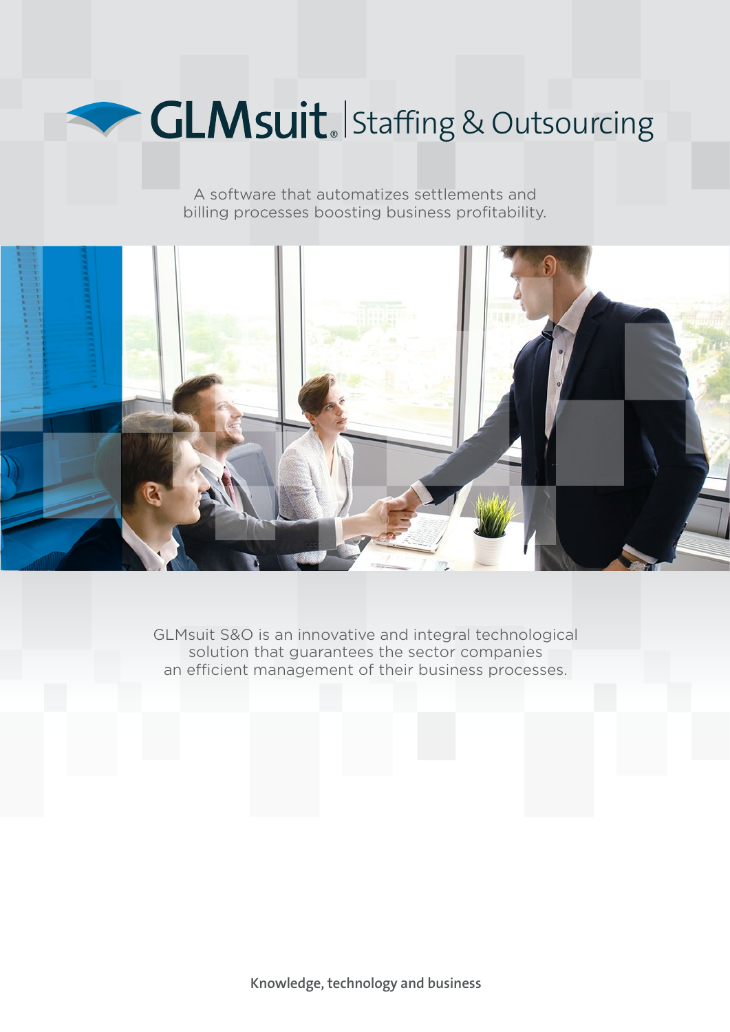# GLMsuit® | Staffing & Outsourcing

A software that automatizes settlements and billing processes boosting business profitability.

GLMsuit S&O is an innovative and integral technological solution that guarantees the sector companies an efficient management of their business processes.

**Knowledge, technology and business**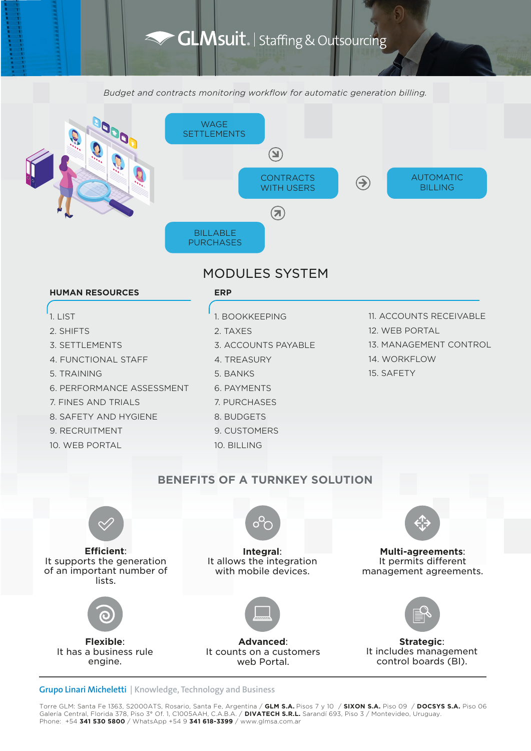GLMsuit. | Staffing & Outsourcing

*Budget and contracts monitoring workflow for automatic generation billing.*

WAGE SETTLEMENTS

CONTRACTS WITH USERS

AUTOMATIC BILLING

BILLABLE PURCHASES

## MODULES SYSTEM

### HUMAN RESOURCES

1. LIST
2. SHIFTS
3. SETTLEMENTS
4. FUNCTIONAL STAFF
5. TRAINING
6. PERFORMANCE ASSESSMENT
7. FINES AND TRIALS
8. SAFETY AND HYGIENE
9. RECRUITMENT
10. WEB PORTAL

### ERP

1. BOOKKEEPING
2. TAXES
3. ACCOUNTS PAYABLE
4. TREASURY
5. BANKS
6. PAYMENTS
7. PURCHASES
8. BUDGETS
9. CUSTOMERS
10. BILLING
11. ACCOUNTS RECEIVABLE
12. WEB PORTAL
13. MANAGEMENT CONTROL
14. WORKFLOW
15. SAFETY

## BENEFITS OF A TURNKEY SOLUTION

**Efficient**: It supports the generation of an important number of lists.

**Integral**: It allows the integration with mobile devices.

**Multi-agreements**: It permits different management agreements.

**Flexible**: It has a business rule engine.

**Advanced**: It counts on a customers web Portal.

**Strategic**: It includes management control boards (BI).

Grupo Linari Micheletti | Knowledge, Technology and Business

Torre GLM: Santa Fe 1363, S2000ATS, Rosario, Santa Fe, Argentina / **GLM S.A.** Pisos 7 y 10 / **SIXON S.A.** Piso 09 / **DOCSYS S.A.** Piso 06
Galería Central, Florida 378, Piso 3° Of. 1, C1005AAH, C.A.B.A. / **DIVATECH S.R.L.** Sarandí 693, Piso 3 / Montevideo, Uruguay.
Phone: +54 **341 530 5800** / WhatsApp +54 9 **341 618-3399** / www.glmsa.com.ar